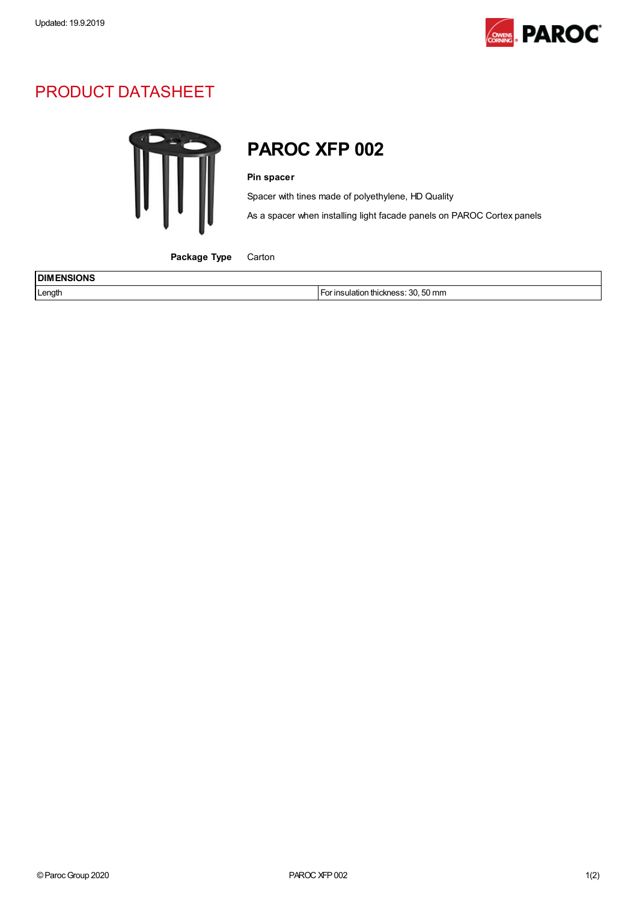Updated: 19.9.2019

# PRODUCT DATASHEET

## PAROC XFP 002

**Pin spacer**

Spacer with tines made of polyethylene, HD Quality

As a spacer when installing light facade panels on PAROC Cortex panels

**Package Type** Carton

| DIMENSIONS | |
|---|---|
| Length | For insulation thickness: 30, 50 mm |

© Paroc Group 2020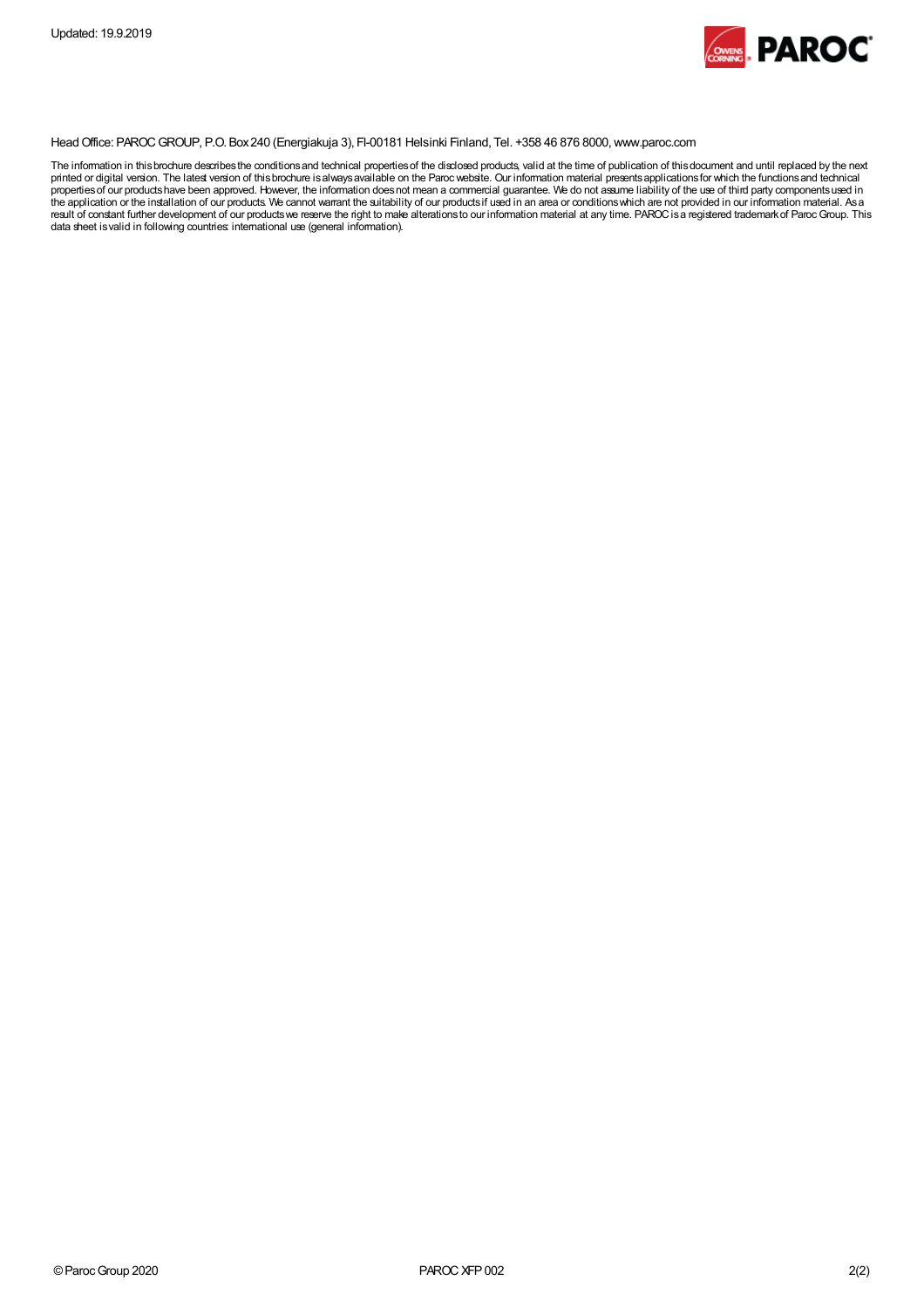Updated: 19.9.2019

Head Office: PAROC GROUP, P.O. Box 240 (Energiakuja 3), FI-00181 Helsinki Finland, Tel. +358 46 876 8000, www.paroc.com

The information in this brochure describes the conditions and technical properties of the disclosed products, valid at the time of publication of this document and until replaced by the next printed or digital version. The latest version of this brochure is always available on the Paroc website. Our information material presents applications for which the functions and technical properties of our products have been approved. However, the information does not mean a commercial guarantee. We do not assume liability of the use of third party components used in the application or the installation of our products. We cannot warrant the suitability of our products if used in an area or conditions which are not provided in our information material. As a result of constant further development of our products we reserve the right to make alterations to our information material at any time. PAROC is a registered trademark of Paroc Group. This data sheet is valid in following countries: international use (general information).